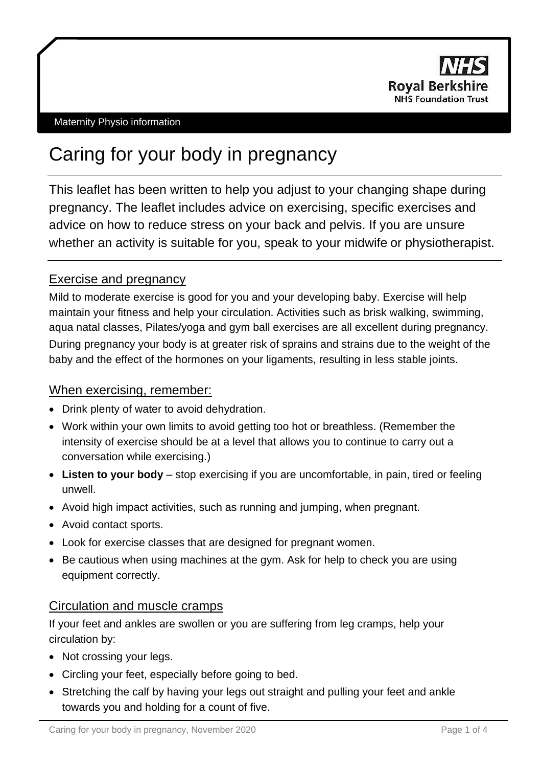NHS Royal Berkshire NHS Foundation Trust

Maternity Physio information

# Caring for your body in pregnancy

This leaflet has been written to help you adjust to your changing shape during pregnancy. The leaflet includes advice on exercising, specific exercises and advice on how to reduce stress on your back and pelvis. If you are unsure whether an activity is suitable for you, speak to your midwife or physiotherapist.

## Exercise and pregnancy

Mild to moderate exercise is good for you and your developing baby. Exercise will help maintain your fitness and help your circulation. Activities such as brisk walking, swimming, aqua natal classes, Pilates/yoga and gym ball exercises are all excellent during pregnancy. During pregnancy your body is at greater risk of sprains and strains due to the weight of the baby and the effect of the hormones on your ligaments, resulting in less stable joints.

## When exercising, remember:

- Drink plenty of water to avoid dehydration.
- Work within your own limits to avoid getting too hot or breathless. (Remember the intensity of exercise should be at a level that allows you to continue to carry out a conversation while exercising.)
- **Listen to your body** – stop exercising if you are uncomfortable, in pain, tired or feeling unwell.
- Avoid high impact activities, such as running and jumping, when pregnant.
- Avoid contact sports.
- Look for exercise classes that are designed for pregnant women.
- Be cautious when using machines at the gym. Ask for help to check you are using equipment correctly.

## Circulation and muscle cramps

If your feet and ankles are swollen or you are suffering from leg cramps, help your circulation by:

- Not crossing your legs.
- Circling your feet, especially before going to bed.
- Stretching the calf by having your legs out straight and pulling your feet and ankle towards you and holding for a count of five.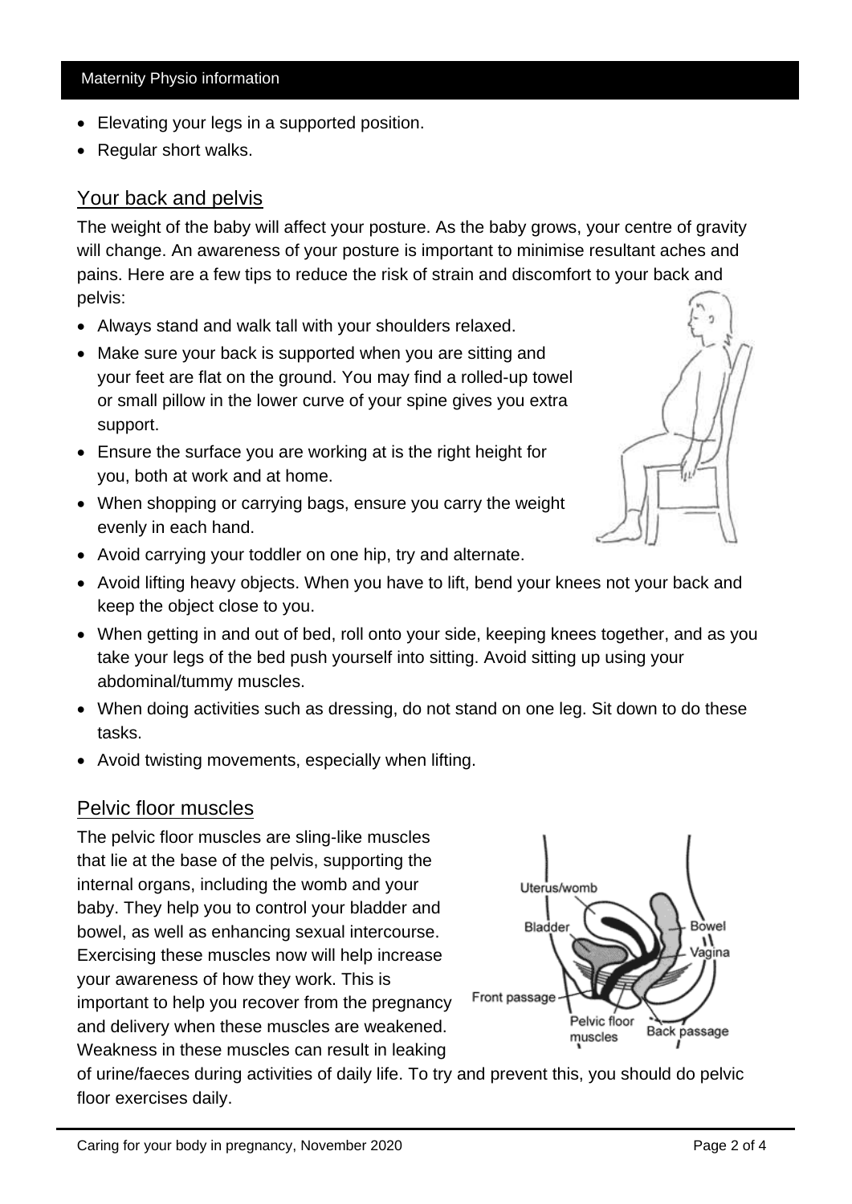- Elevating your legs in a supported position.
- Regular short walks.

## Your back and pelvis

The weight of the baby will affect your posture. As the baby grows, your centre of gravity will change. An awareness of your posture is important to minimise resultant aches and pains. Here are a few tips to reduce the risk of strain and discomfort to your back and pelvis:

- Always stand and walk tall with your shoulders relaxed.
- Make sure your back is supported when you are sitting and your feet are flat on the ground. You may find a rolled-up towel or small pillow in the lower curve of your spine gives you extra support.
- Ensure the surface you are working at is the right height for you, both at work and at home.
- When shopping or carrying bags, ensure you carry the weight evenly in each hand.
- Avoid carrying your toddler on one hip, try and alternate.
- Avoid lifting heavy objects. When you have to lift, bend your knees not your back and keep the object close to you.
- When getting in and out of bed, roll onto your side, keeping knees together, and as you take your legs of the bed push yourself into sitting. Avoid sitting up using your abdominal/tummy muscles.
- When doing activities such as dressing, do not stand on one leg. Sit down to do these tasks.
- Avoid twisting movements, especially when lifting.

## Pelvic floor muscles

The pelvic floor muscles are sling-like muscles that lie at the base of the pelvis, supporting the internal organs, including the womb and your baby. They help you to control your bladder and bowel, as well as enhancing sexual intercourse. Exercising these muscles now will help increase your awareness of how they work. This is important to help you recover from the pregnancy and delivery when these muscles are weakened. Weakness in these muscles can result in leaking of urine/faeces during activities of daily life. To try and prevent this, you should do pelvic floor exercises daily.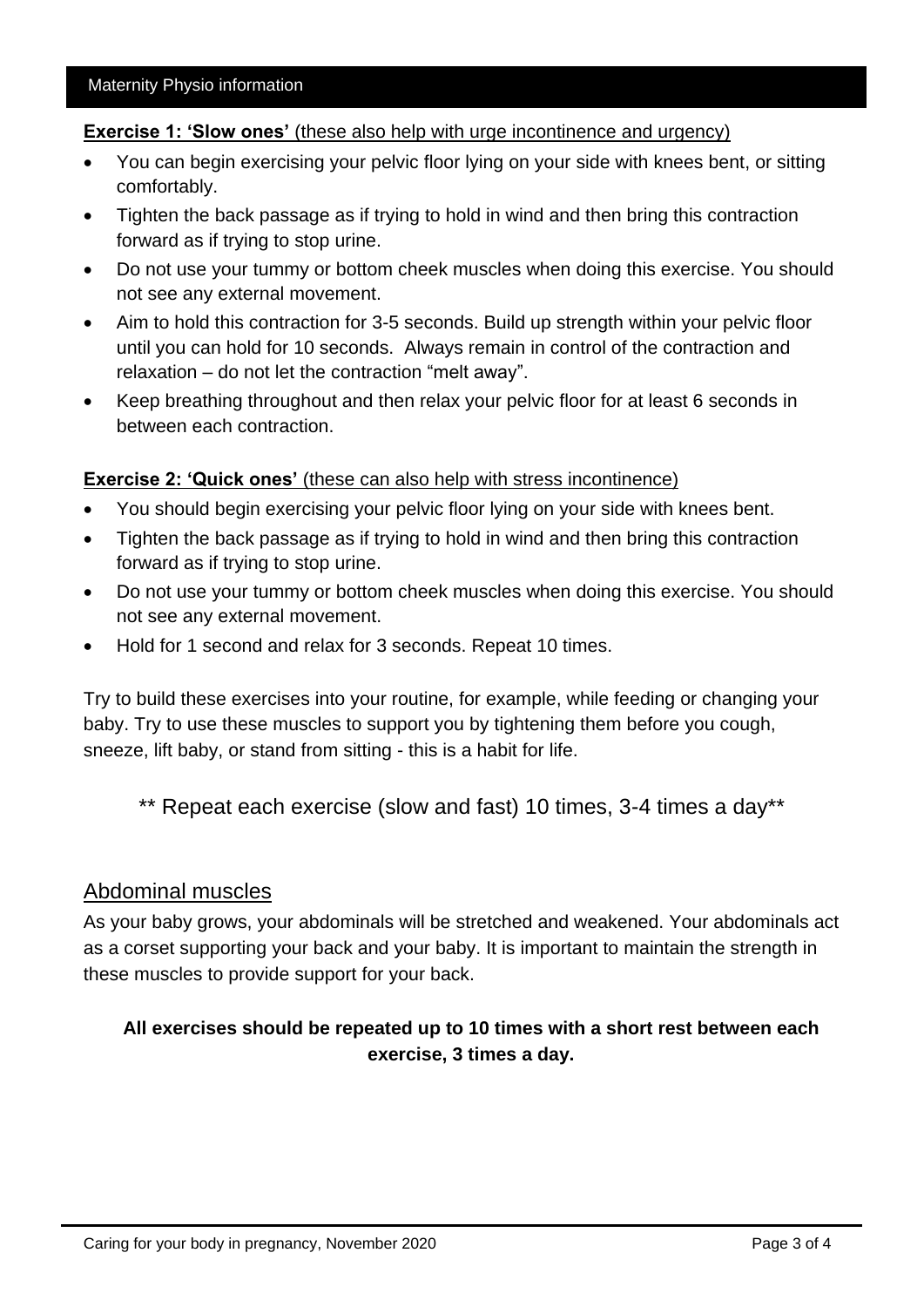**Exercise 1: 'Slow ones'** (these also help with urge incontinence and urgency)

- You can begin exercising your pelvic floor lying on your side with knees bent, or sitting comfortably.
- Tighten the back passage as if trying to hold in wind and then bring this contraction forward as if trying to stop urine.
- Do not use your tummy or bottom cheek muscles when doing this exercise. You should not see any external movement.
- Aim to hold this contraction for 3-5 seconds. Build up strength within your pelvic floor until you can hold for 10 seconds. Always remain in control of the contraction and relaxation – do not let the contraction "melt away".
- Keep breathing throughout and then relax your pelvic floor for at least 6 seconds in between each contraction.

**Exercise 2: 'Quick ones'** (these can also help with stress incontinence)

- You should begin exercising your pelvic floor lying on your side with knees bent.
- Tighten the back passage as if trying to hold in wind and then bring this contraction forward as if trying to stop urine.
- Do not use your tummy or bottom cheek muscles when doing this exercise. You should not see any external movement.
- Hold for 1 second and relax for 3 seconds. Repeat 10 times.

Try to build these exercises into your routine, for example, while feeding or changing your baby. Try to use these muscles to support you by tightening them before you cough, sneeze, lift baby, or stand from sitting - this is a habit for life.

** Repeat each exercise (slow and fast) 10 times, 3-4 times a day**

## Abdominal muscles

As your baby grows, your abdominals will be stretched and weakened. Your abdominals act as a corset supporting your back and your baby. It is important to maintain the strength in these muscles to provide support for your back.

**All exercises should be repeated up to 10 times with a short rest between each exercise, 3 times a day.**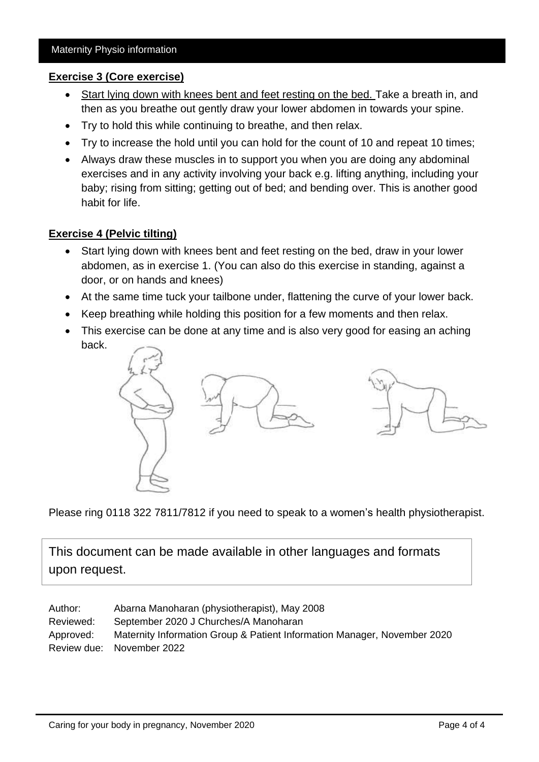**Exercise 3 (Core exercise)**

- Start lying down with knees bent and feet resting on the bed. Take a breath in, and then as you breathe out gently draw your lower abdomen in towards your spine.
- Try to hold this while continuing to breathe, and then relax.
- Try to increase the hold until you can hold for the count of 10 and repeat 10 times;
- Always draw these muscles in to support you when you are doing any abdominal exercises and in any activity involving your back e.g. lifting anything, including your baby; rising from sitting; getting out of bed; and bending over. This is another good habit for life.

**Exercise 4 (Pelvic tilting)**

- Start lying down with knees bent and feet resting on the bed, draw in your lower abdomen, as in exercise 1. (You can also do this exercise in standing, against a door, or on hands and knees)
- At the same time tuck your tailbone under, flattening the curve of your lower back.
- Keep breathing while holding this position for a few moments and then relax.
- This exercise can be done at any time and is also very good for easing an aching back.

Please ring 0118 322 7811/7812 if you need to speak to a women's health physiotherapist.

This document can be made available in other languages and formats upon request.

Author: Abarna Manoharan (physiotherapist), May 2008
Reviewed: September 2020 J Churches/A Manoharan
Approved: Maternity Information Group & Patient Information Manager, November 2020
Review due: November 2022